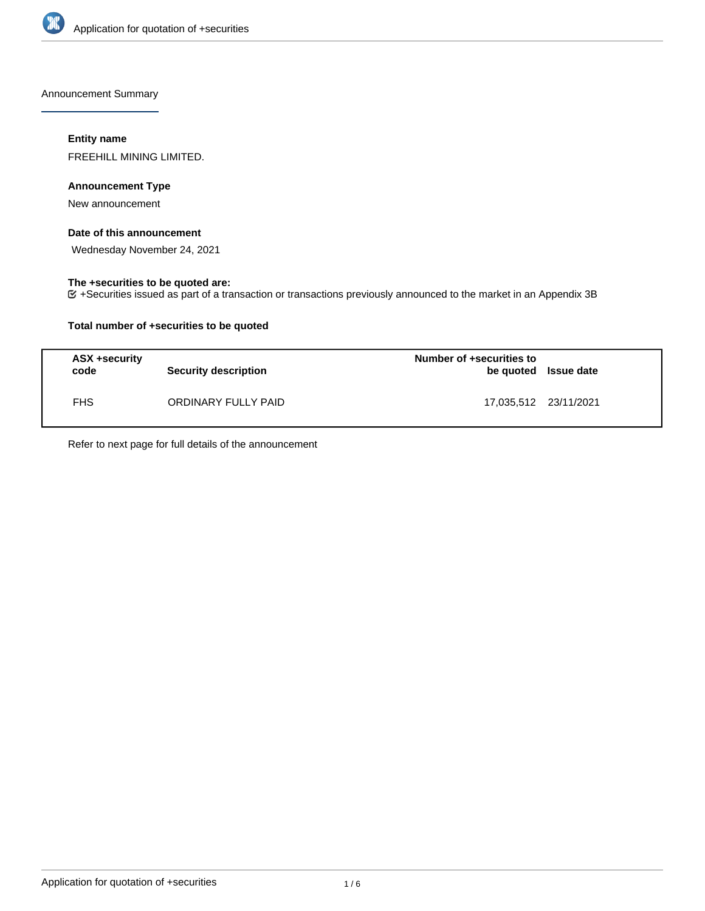Announcement Summary

**Entity name**

FREEHILL MINING LIMITED.

**Announcement Type**

New announcement

**Date of this announcement**

Wednesday November 24, 2021

**The +securities to be quoted are:**

+Securities issued as part of a transaction or transactions previously announced to the market in an Appendix 3B

**Total number of +securities to be quoted**

| ASX +security code | Security description | Number of +securities to be quoted | Issue date |
| --- | --- | --- | --- |
| FHS | ORDINARY FULLY PAID | 17,035,512 | 23/11/2021 |

Refer to next page for full details of the announcement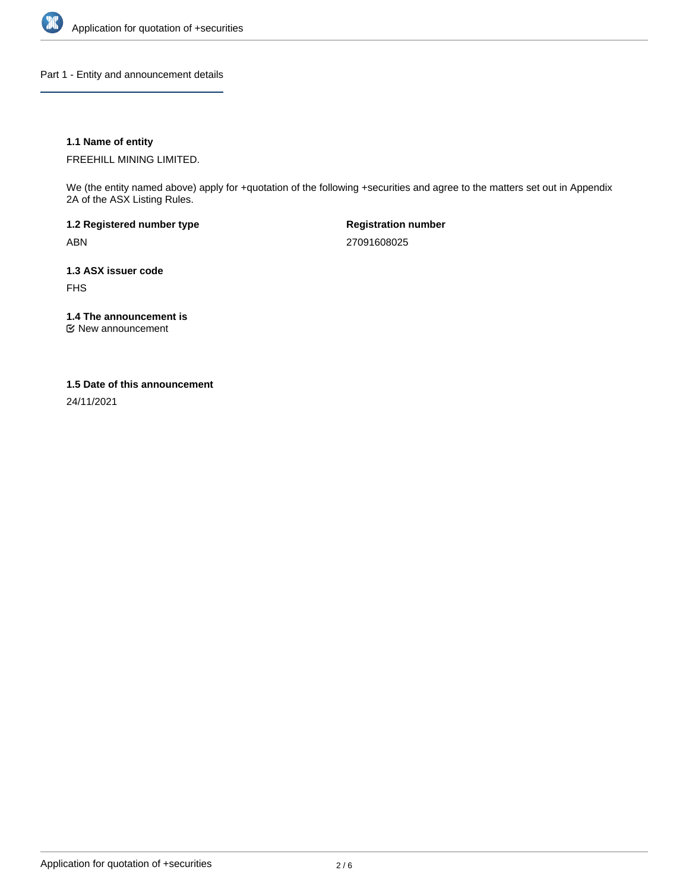## Part 1 - Entity and announcement details

**1.1 Name of entity**

FREEHILL MINING LIMITED.

We (the entity named above) apply for +quotation of the following +securities and agree to the matters set out in Appendix 2A of the ASX Listing Rules.

**1.2 Registered number type**

ABN

**Registration number**

27091608025

**1.3 ASX issuer code**

FHS

**1.4 The announcement is**

☑ New announcement

**1.5 Date of this announcement**

24/11/2021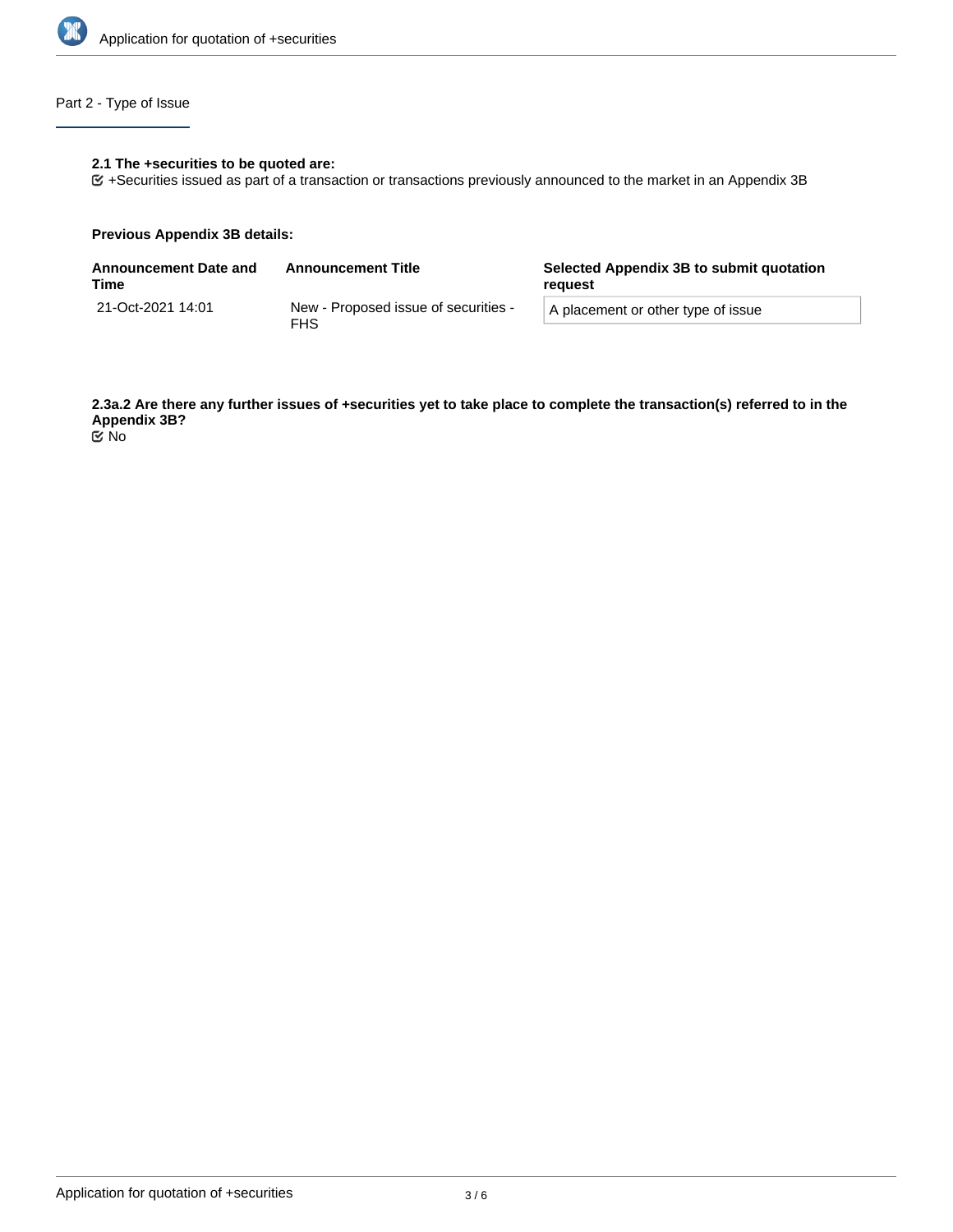## Part 2 - Type of Issue

**2.1 The +securities to be quoted are:**

☑ +Securities issued as part of a transaction or transactions previously announced to the market in an Appendix 3B

**Previous Appendix 3B details:**

| Announcement Date and Time | Announcement Title | Selected Appendix 3B to submit quotation request |
|---|---|---|
| 21-Oct-2021 14:01 | New - Proposed issue of securities - FHS | A placement or other type of issue |

**2.3a.2 Are there any further issues of +securities yet to take place to complete the transaction(s) referred to in the Appendix 3B?**

☑ No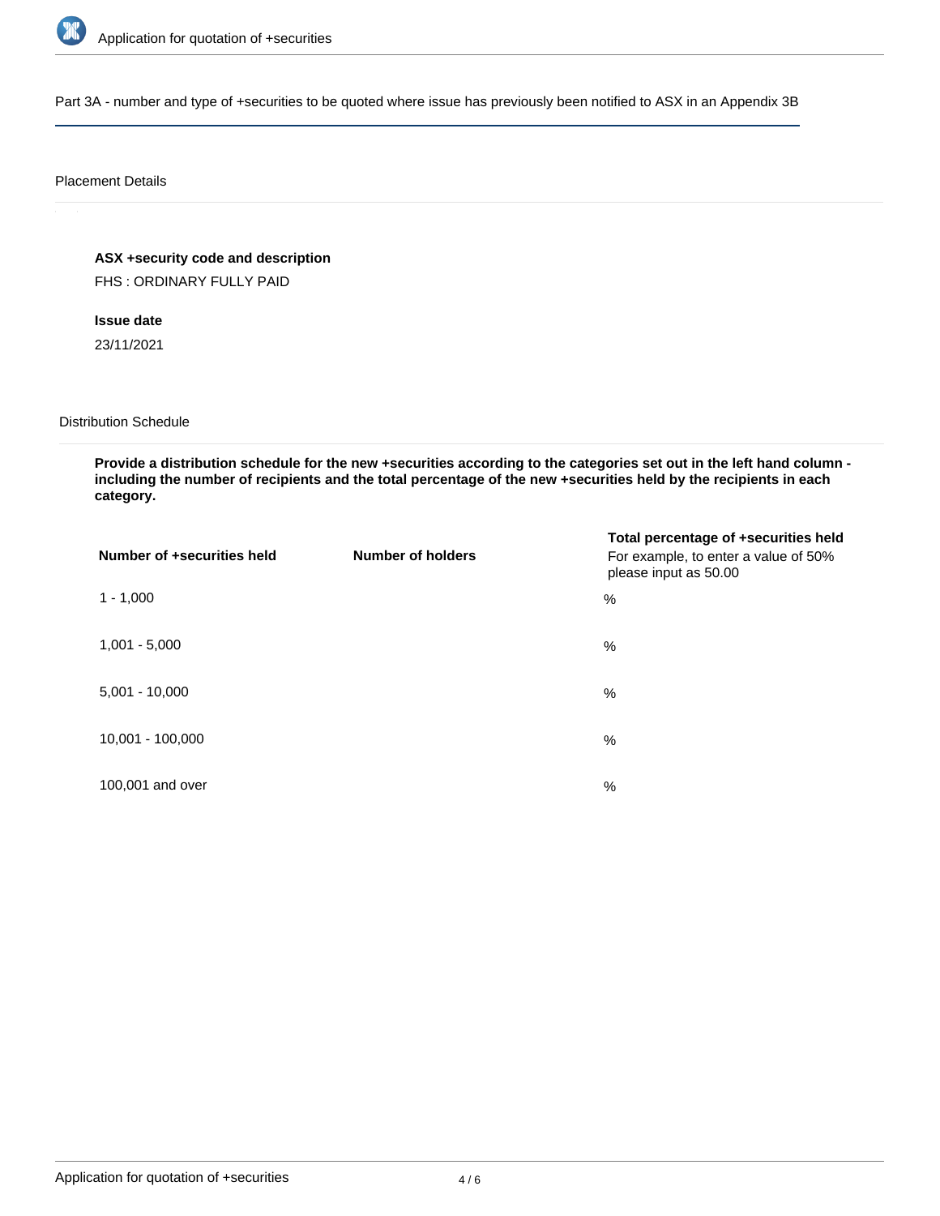## Part 3A - number and type of +securities to be quoted where issue has previously been notified to ASX in an Appendix 3B

### Placement Details

**ASX +security code and description**

FHS : ORDINARY FULLY PAID

**Issue date**

23/11/2021

### Distribution Schedule

**Provide a distribution schedule for the new +securities according to the categories set out in the left hand column - including the number of recipients and the total percentage of the new +securities held by the recipients in each category.**

| Number of +securities held | Number of holders | Total percentage of +securities held For example, to enter a value of 50% please input as 50.00 |
|---|---|---|
| 1 - 1,000 | | % |
| 1,001 - 5,000 | | % |
| 5,001 - 10,000 | | % |
| 10,001 - 100,000 | | % |
| 100,001 and over | | % |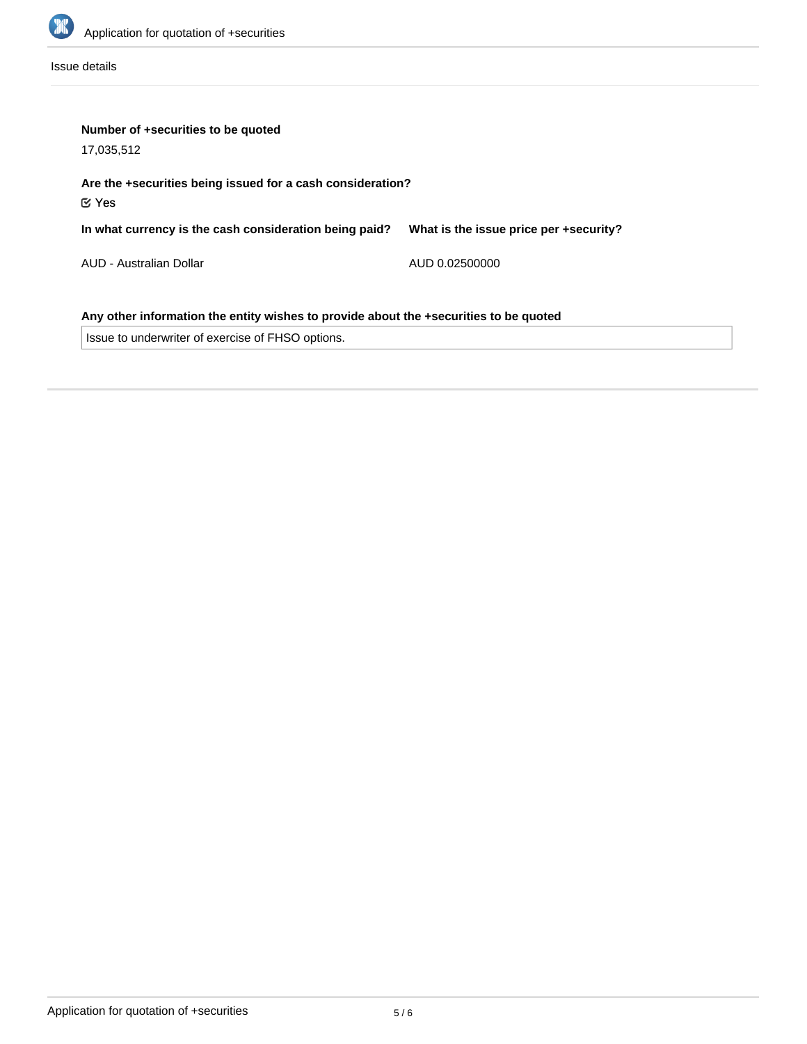Issue details

**Number of +securities to be quoted**

17,035,512

**Are the +securities being issued for a cash consideration?**

☑ Yes

| In what currency is the cash consideration being paid? | What is the issue price per +security? |
| --- | --- |
| AUD - Australian Dollar | AUD 0.02500000 |

**Any other information the entity wishes to provide about the +securities to be quoted**

Issue to underwriter of exercise of FHSO options.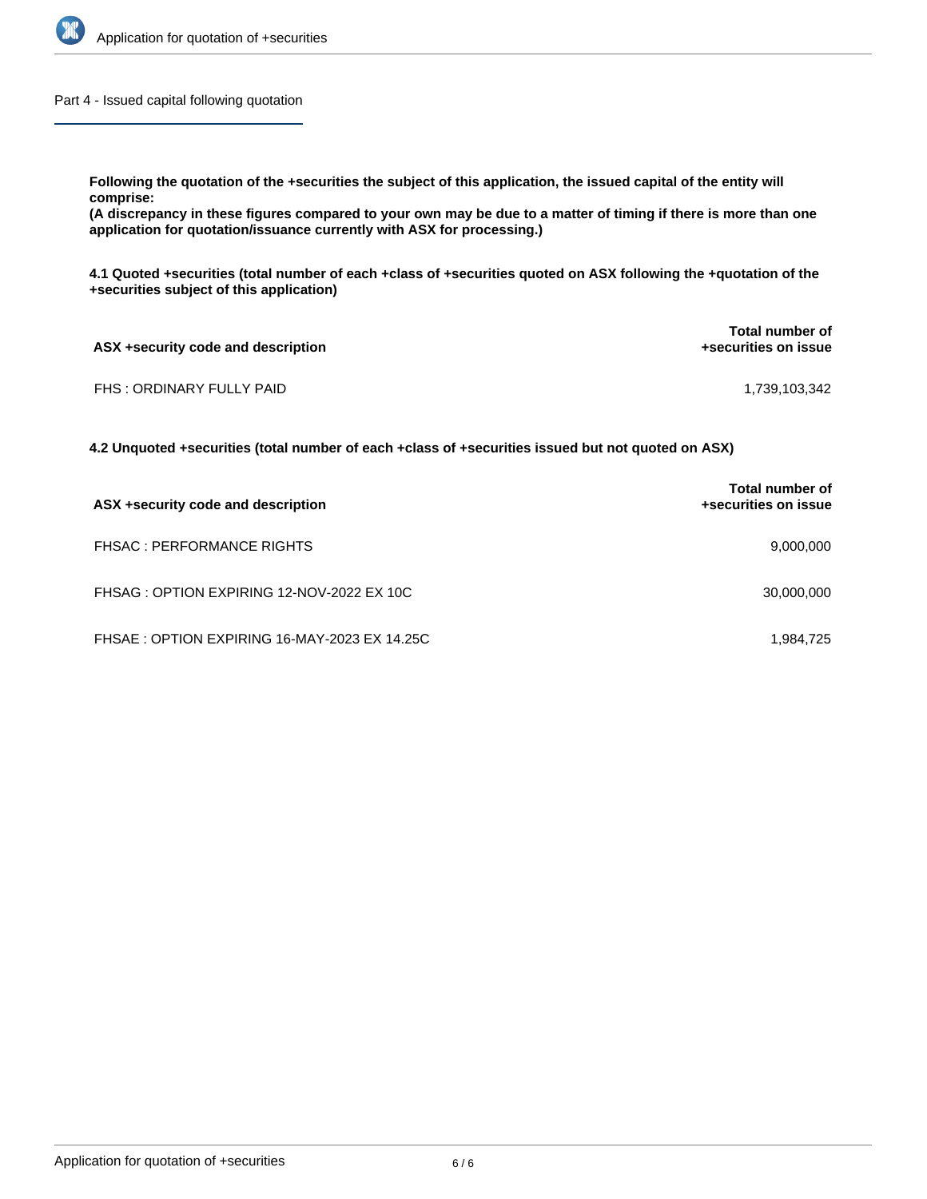## Part 4 - Issued capital following quotation

**Following the quotation of the +securities the subject of this application, the issued capital of the entity will comprise:**
**(A discrepancy in these figures compared to your own may be due to a matter of timing if there is more than one application for quotation/issuance currently with ASX for processing.)**

**4.1 Quoted +securities (total number of each +class of +securities quoted on ASX following the +quotation of the +securities subject of this application)**

| ASX +security code and description | Total number of +securities on issue |
|---|---|
| FHS : ORDINARY FULLY PAID | 1,739,103,342 |

**4.2 Unquoted +securities (total number of each +class of +securities issued but not quoted on ASX)**

| ASX +security code and description | Total number of +securities on issue |
|---|---|
| FHSAC : PERFORMANCE RIGHTS | 9,000,000 |
| FHSAG : OPTION EXPIRING 12-NOV-2022 EX 10C | 30,000,000 |
| FHSAE : OPTION EXPIRING 16-MAY-2023 EX 14.25C | 1,984,725 |